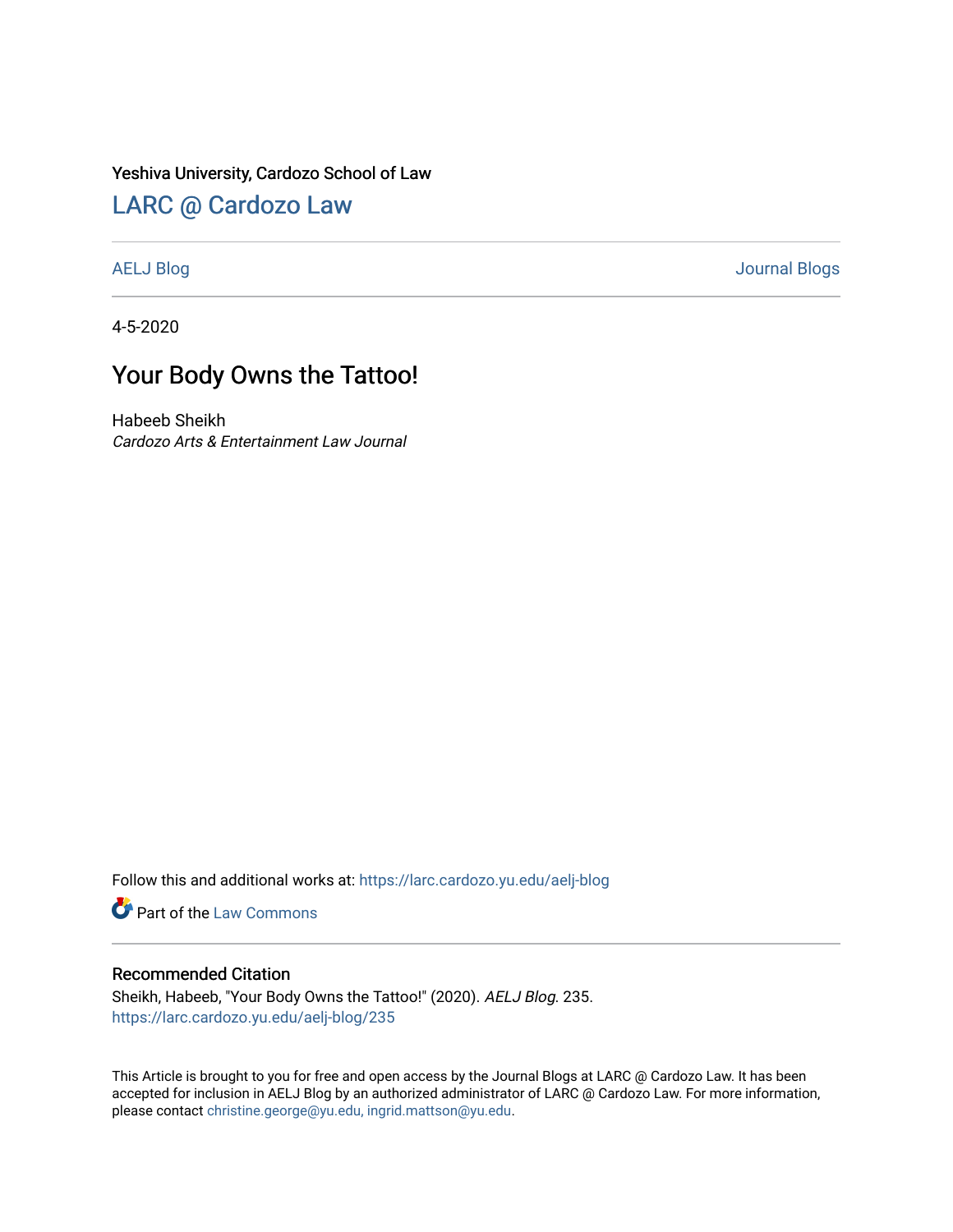Yeshiva University, Cardozo School of Law

# LARC @ Cardozo Law

AELJ Blog | Journal Blogs

4-5-2020

## Your Body Owns the Tattoo!

Habeeb Sheikh
*Cardozo Arts & Entertainment Law Journal*

Follow this and additional works at: https://larc.cardozo.yu.edu/aelj-blog

Part of the Law Commons

### Recommended Citation

Sheikh, Habeeb, "Your Body Owns the Tattoo!" (2020). *AELJ Blog*. 235.
https://larc.cardozo.yu.edu/aelj-blog/235

This Article is brought to you for free and open access by the Journal Blogs at LARC @ Cardozo Law. It has been accepted for inclusion in AELJ Blog by an authorized administrator of LARC @ Cardozo Law. For more information, please contact christine.george@yu.edu, ingrid.mattson@yu.edu.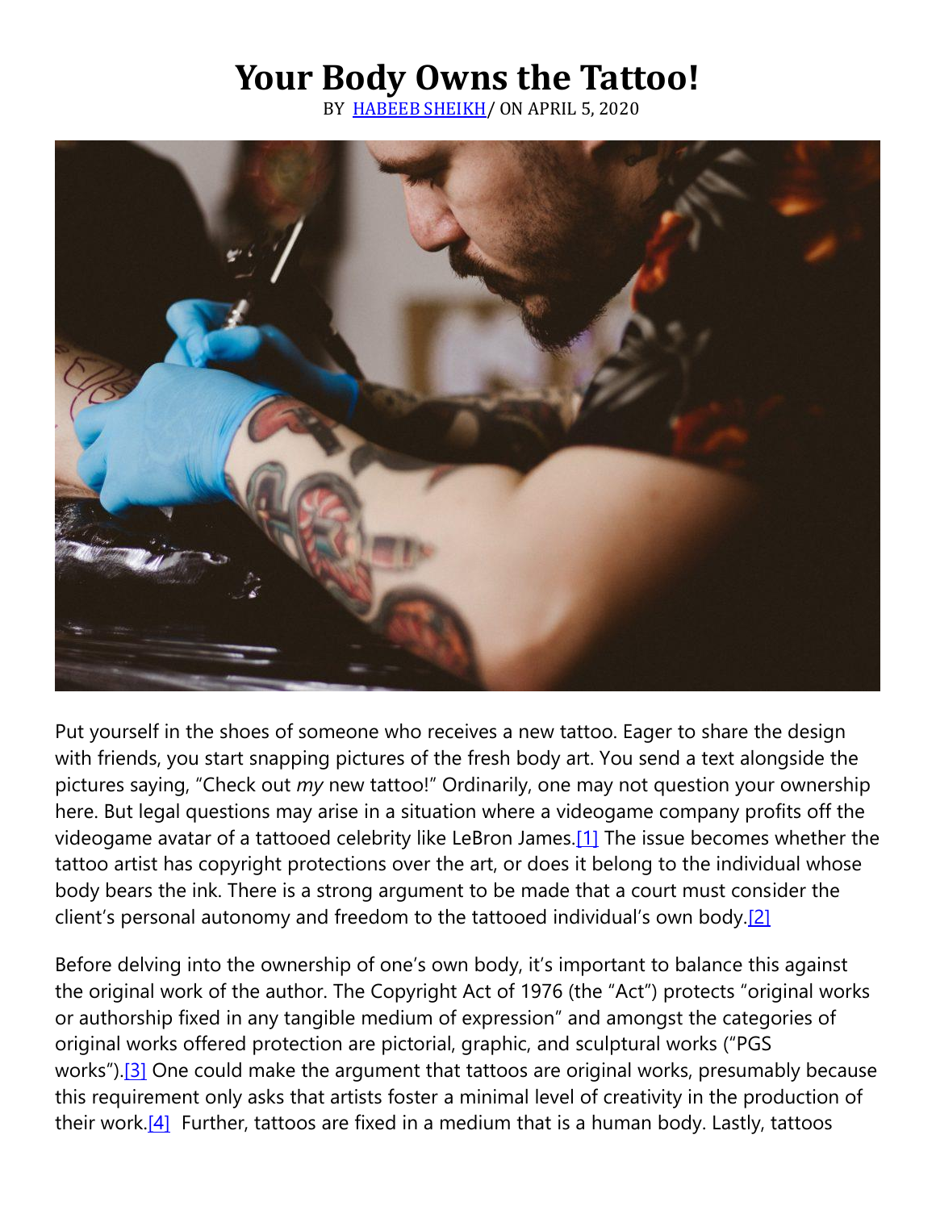# Your Body Owns the Tattoo!

BY HABEEB SHEIKH/ ON APRIL 5, 2020

Put yourself in the shoes of someone who receives a new tattoo. Eager to share the design with friends, you start snapping pictures of the fresh body art. You send a text alongside the pictures saying, "Check out *my* new tattoo!" Ordinarily, one may not question your ownership here. But legal questions may arise in a situation where a videogame company profits off the videogame avatar of a tattooed celebrity like LeBron James.[1] The issue becomes whether the tattoo artist has copyright protections over the art, or does it belong to the individual whose body bears the ink. There is a strong argument to be made that a court must consider the client's personal autonomy and freedom to the tattooed individual's own body.[2]

Before delving into the ownership of one's own body, it's important to balance this against the original work of the author. The Copyright Act of 1976 (the "Act") protects "original works or authorship fixed in any tangible medium of expression" and amongst the categories of original works offered protection are pictorial, graphic, and sculptural works ("PGS works").[3] One could make the argument that tattoos are original works, presumably because this requirement only asks that artists foster a minimal level of creativity in the production of their work.[4] Further, tattoos are fixed in a medium that is a human body. Lastly, tattoos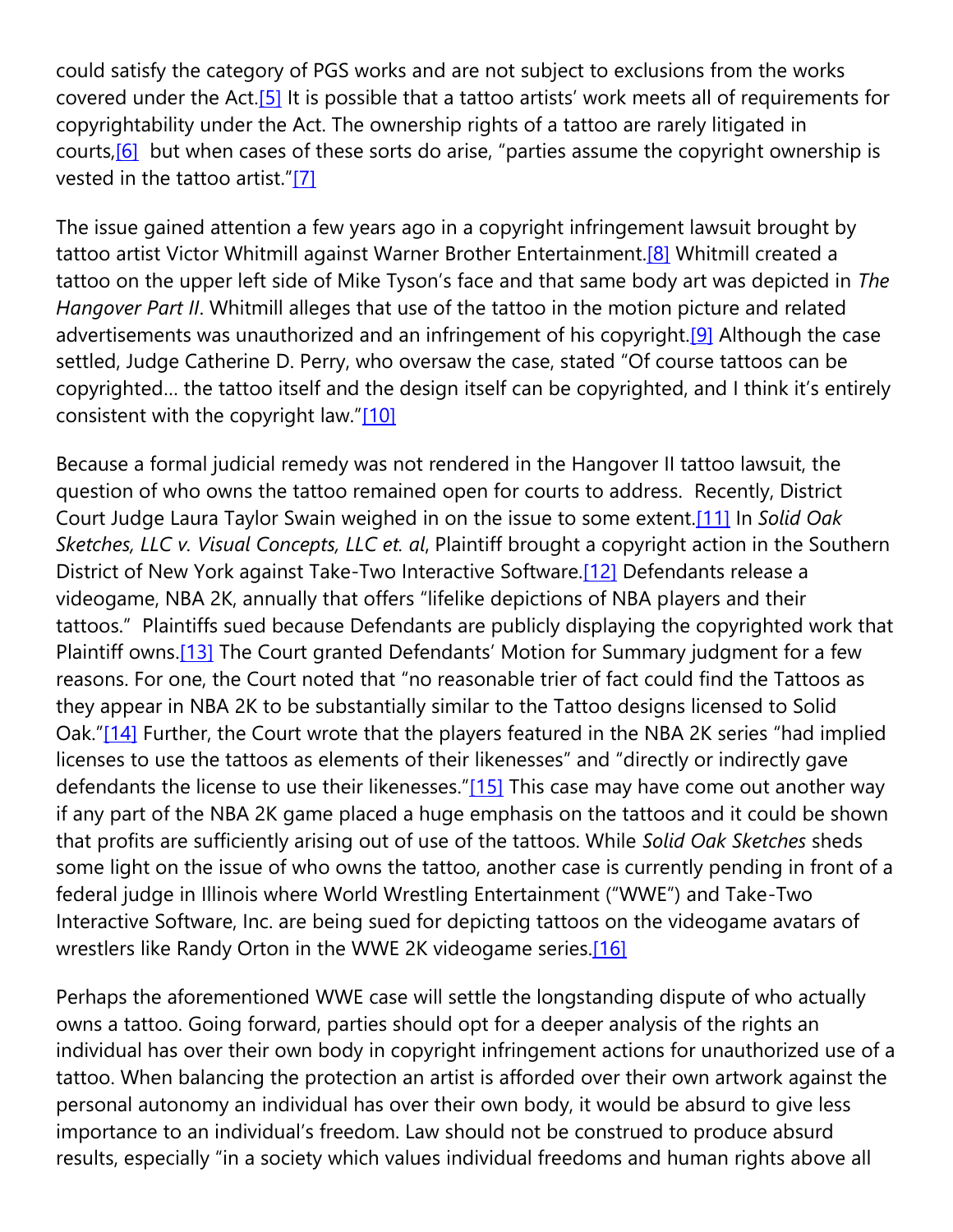could satisfy the category of PGS works and are not subject to exclusions from the works covered under the Act.[5] It is possible that a tattoo artists' work meets all of requirements for copyrightability under the Act. The ownership rights of a tattoo are rarely litigated in courts,[6] but when cases of these sorts do arise, "parties assume the copyright ownership is vested in the tattoo artist."[7]

The issue gained attention a few years ago in a copyright infringement lawsuit brought by tattoo artist Victor Whitmill against Warner Brother Entertainment.[8] Whitmill created a tattoo on the upper left side of Mike Tyson's face and that same body art was depicted in *The Hangover Part II*. Whitmill alleges that use of the tattoo in the motion picture and related advertisements was unauthorized and an infringement of his copyright.[9] Although the case settled, Judge Catherine D. Perry, who oversaw the case, stated "Of course tattoos can be copyrighted… the tattoo itself and the design itself can be copyrighted, and I think it's entirely consistent with the copyright law."[10]

Because a formal judicial remedy was not rendered in the Hangover II tattoo lawsuit, the question of who owns the tattoo remained open for courts to address. Recently, District Court Judge Laura Taylor Swain weighed in on the issue to some extent.[11] In *Solid Oak Sketches, LLC v. Visual Concepts, LLC et. al*, Plaintiff brought a copyright action in the Southern District of New York against Take-Two Interactive Software.[12] Defendants release a videogame, NBA 2K, annually that offers "lifelike depictions of NBA players and their tattoos." Plaintiffs sued because Defendants are publicly displaying the copyrighted work that Plaintiff owns.[13] The Court granted Defendants' Motion for Summary judgment for a few reasons. For one, the Court noted that "no reasonable trier of fact could find the Tattoos as they appear in NBA 2K to be substantially similar to the Tattoo designs licensed to Solid Oak."[14] Further, the Court wrote that the players featured in the NBA 2K series "had implied licenses to use the tattoos as elements of their likenesses" and "directly or indirectly gave defendants the license to use their likenesses."[15] This case may have come out another way if any part of the NBA 2K game placed a huge emphasis on the tattoos and it could be shown that profits are sufficiently arising out of use of the tattoos. While *Solid Oak Sketches* sheds some light on the issue of who owns the tattoo, another case is currently pending in front of a federal judge in Illinois where World Wrestling Entertainment ("WWE") and Take-Two Interactive Software, Inc. are being sued for depicting tattoos on the videogame avatars of wrestlers like Randy Orton in the WWE 2K videogame series.[16]

Perhaps the aforementioned WWE case will settle the longstanding dispute of who actually owns a tattoo. Going forward, parties should opt for a deeper analysis of the rights an individual has over their own body in copyright infringement actions for unauthorized use of a tattoo. When balancing the protection an artist is afforded over their own artwork against the personal autonomy an individual has over their own body, it would be absurd to give less importance to an individual's freedom. Law should not be construed to produce absurd results, especially "in a society which values individual freedoms and human rights above all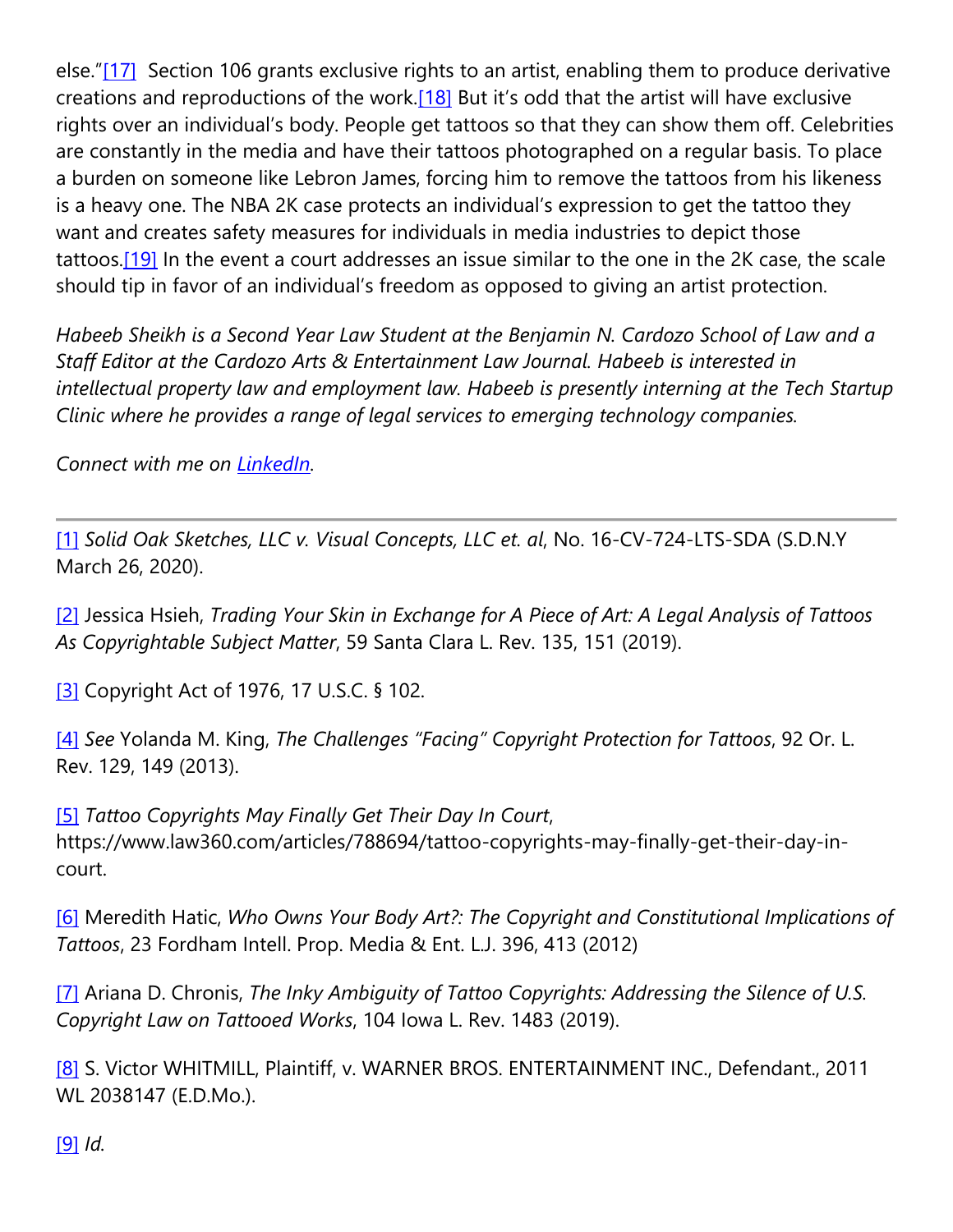else."[17] Section 106 grants exclusive rights to an artist, enabling them to produce derivative creations and reproductions of the work.[18] But it's odd that the artist will have exclusive rights over an individual's body. People get tattoos so that they can show them off. Celebrities are constantly in the media and have their tattoos photographed on a regular basis. To place a burden on someone like Lebron James, forcing him to remove the tattoos from his likeness is a heavy one. The NBA 2K case protects an individual's expression to get the tattoo they want and creates safety measures for individuals in media industries to depict those tattoos.[19] In the event a court addresses an issue similar to the one in the 2K case, the scale should tip in favor of an individual's freedom as opposed to giving an artist protection.

*Habeeb Sheikh is a Second Year Law Student at the Benjamin N. Cardozo School of Law and a Staff Editor at the Cardozo Arts & Entertainment Law Journal. Habeeb is interested in intellectual property law and employment law. Habeeb is presently interning at the Tech Startup Clinic where he provides a range of legal services to emerging technology companies.*

*Connect with me on [LinkedIn](LinkedIn).*

---

[1] *Solid Oak Sketches, LLC v. Visual Concepts, LLC et. al*, No. 16-CV-724-LTS-SDA (S.D.N.Y March 26, 2020).

[2] Jessica Hsieh, *Trading Your Skin in Exchange for A Piece of Art: A Legal Analysis of Tattoos As Copyrightable Subject Matter*, 59 Santa Clara L. Rev. 135, 151 (2019).

[3] Copyright Act of 1976, 17 U.S.C. § 102.

[4] *See* Yolanda M. King, *The Challenges "Facing" Copyright Protection for Tattoos*, 92 Or. L. Rev. 129, 149 (2013).

[5] *Tattoo Copyrights May Finally Get Their Day In Court*, https://www.law360.com/articles/788694/tattoo-copyrights-may-finally-get-their-day-in-court.

[6] Meredith Hatic, *Who Owns Your Body Art?: The Copyright and Constitutional Implications of Tattoos*, 23 Fordham Intell. Prop. Media & Ent. L.J. 396, 413 (2012)

[7] Ariana D. Chronis, *The Inky Ambiguity of Tattoo Copyrights: Addressing the Silence of U.S. Copyright Law on Tattooed Works*, 104 Iowa L. Rev. 1483 (2019).

[8] S. Victor WHITMILL, Plaintiff, v. WARNER BROS. ENTERTAINMENT INC., Defendant., 2011 WL 2038147 (E.D.Mo.).

[9] *Id.*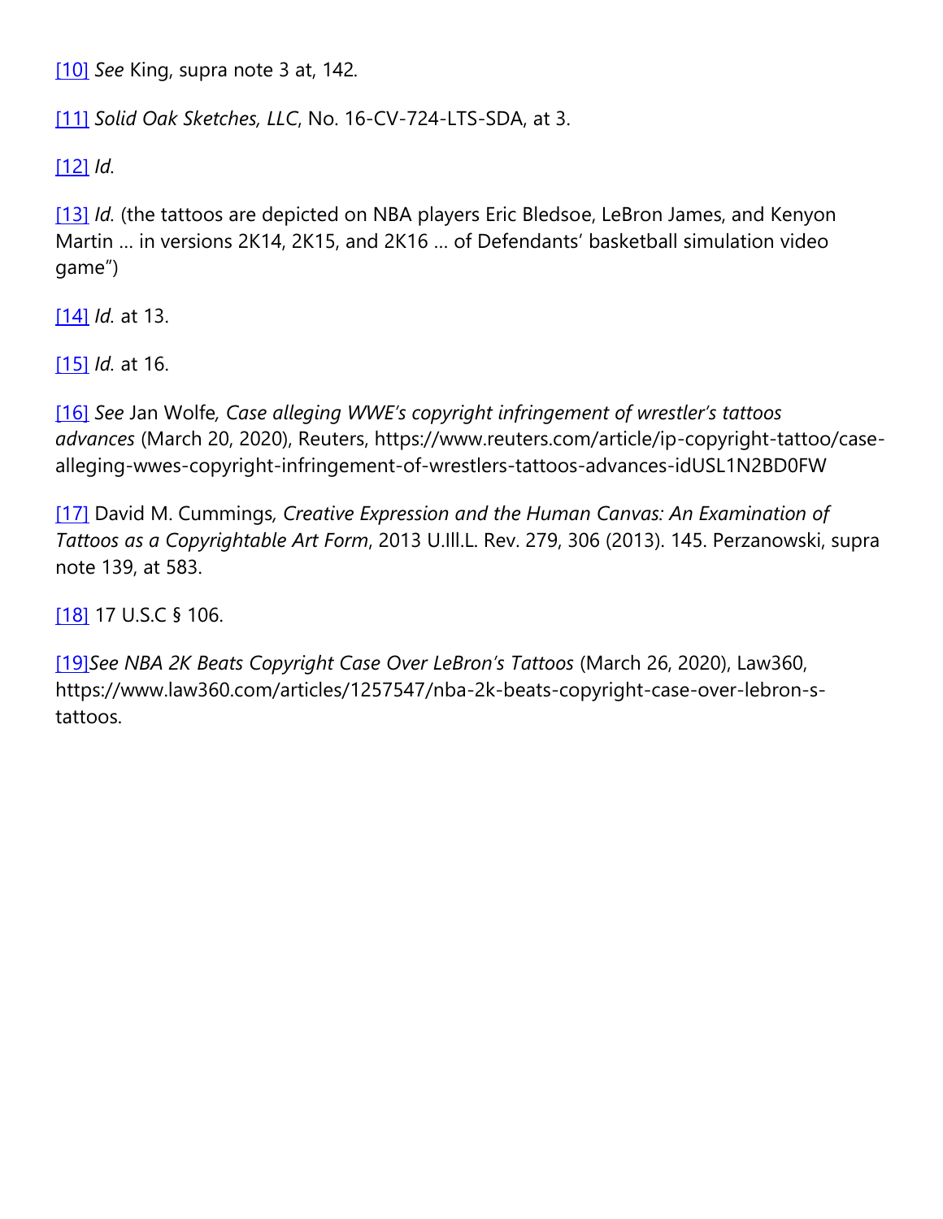[10] *See* King, supra note 3 at, 142.

[11] *Solid Oak Sketches, LLC*, No. 16-CV-724-LTS-SDA, at 3.

[12] *Id.*

[13] *Id.* (the tattoos are depicted on NBA players Eric Bledsoe, LeBron James, and Kenyon Martin … in versions 2K14, 2K15, and 2K16 … of Defendants' basketball simulation video game")

[14] *Id.* at 13.

[15] *Id.* at 16.

[16] *See* Jan Wolfe*, Case alleging WWE's copyright infringement of wrestler's tattoos advances* (March 20, 2020), Reuters, https://www.reuters.com/article/ip-copyright-tattoo/case-alleging-wwes-copyright-infringement-of-wrestlers-tattoos-advances-idUSL1N2BD0FW

[17] David M. Cummings*, Creative Expression and the Human Canvas: An Examination of Tattoos as a Copyrightable Art Form*, 2013 U.Ill.L. Rev. 279, 306 (2013). 145. Perzanowski, supra note 139, at 583.

[18] 17 U.S.C § 106.

[19]*See NBA 2K Beats Copyright Case Over LeBron's Tattoos* (March 26, 2020), Law360, https://www.law360.com/articles/1257547/nba-2k-beats-copyright-case-over-lebron-s-tattoos.